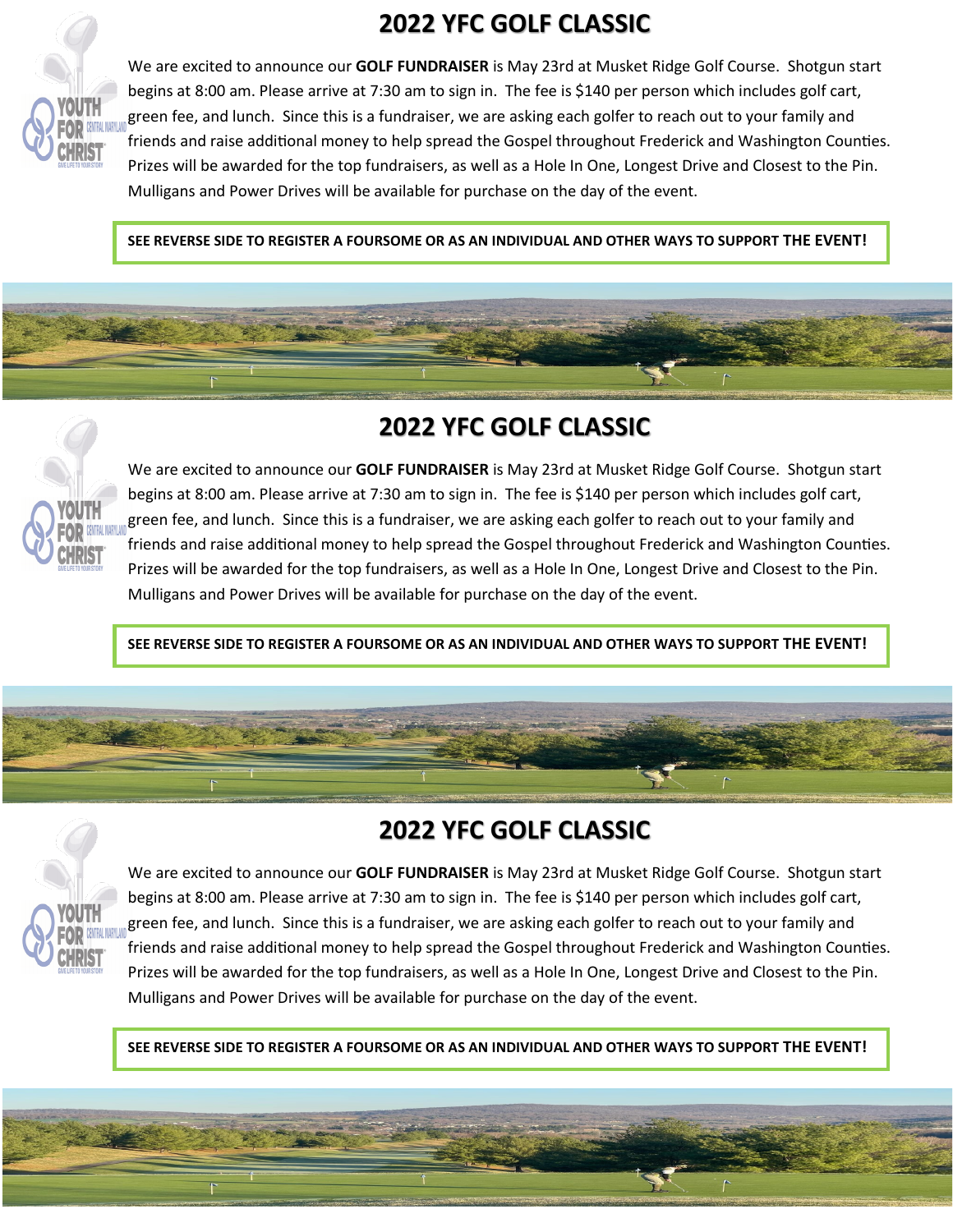## 2022 YFC GOLF CLASSIC

We are excited to announce our **GOLF FUNDRAISER** is May 23rd at Musket Ridge Golf Course. Shotgun start begins at 8:00 am. Please arrive at 7:30 am to sign in. The fee is $140 per person which includes golf cart, green fee, and lunch. Since this is a fundraiser, we are asking each golfer to reach out to your family and friends and raise additional money to help spread the Gospel throughout Frederick and Washington Counties. Prizes will be awarded for the top fundraisers, as well as a Hole In One, Longest Drive and Closest to the Pin. Mulligans and Power Drives will be available for purchase on the day of the event.

**SEE REVERSE SIDE TO REGISTER A FOURSOME OR AS AN INDIVIDUAL AND OTHER WAYS TO SUPPORT THE EVENT!**

## 2022 YFC GOLF CLASSIC

We are excited to announce our **GOLF FUNDRAISER** is May 23rd at Musket Ridge Golf Course. Shotgun start begins at 8:00 am. Please arrive at 7:30 am to sign in. The fee is $140 per person which includes golf cart, green fee, and lunch. Since this is a fundraiser, we are asking each golfer to reach out to your family and friends and raise additional money to help spread the Gospel throughout Frederick and Washington Counties. Prizes will be awarded for the top fundraisers, as well as a Hole In One, Longest Drive and Closest to the Pin. Mulligans and Power Drives will be available for purchase on the day of the event.

**SEE REVERSE SIDE TO REGISTER A FOURSOME OR AS AN INDIVIDUAL AND OTHER WAYS TO SUPPORT THE EVENT!**

## 2022 YFC GOLF CLASSIC

We are excited to announce our **GOLF FUNDRAISER** is May 23rd at Musket Ridge Golf Course. Shotgun start begins at 8:00 am. Please arrive at 7:30 am to sign in. The fee is $140 per person which includes golf cart, green fee, and lunch. Since this is a fundraiser, we are asking each golfer to reach out to your family and friends and raise additional money to help spread the Gospel throughout Frederick and Washington Counties. Prizes will be awarded for the top fundraisers, as well as a Hole In One, Longest Drive and Closest to the Pin. Mulligans and Power Drives will be available for purchase on the day of the event.

**SEE REVERSE SIDE TO REGISTER A FOURSOME OR AS AN INDIVIDUAL AND OTHER WAYS TO SUPPORT THE EVENT!**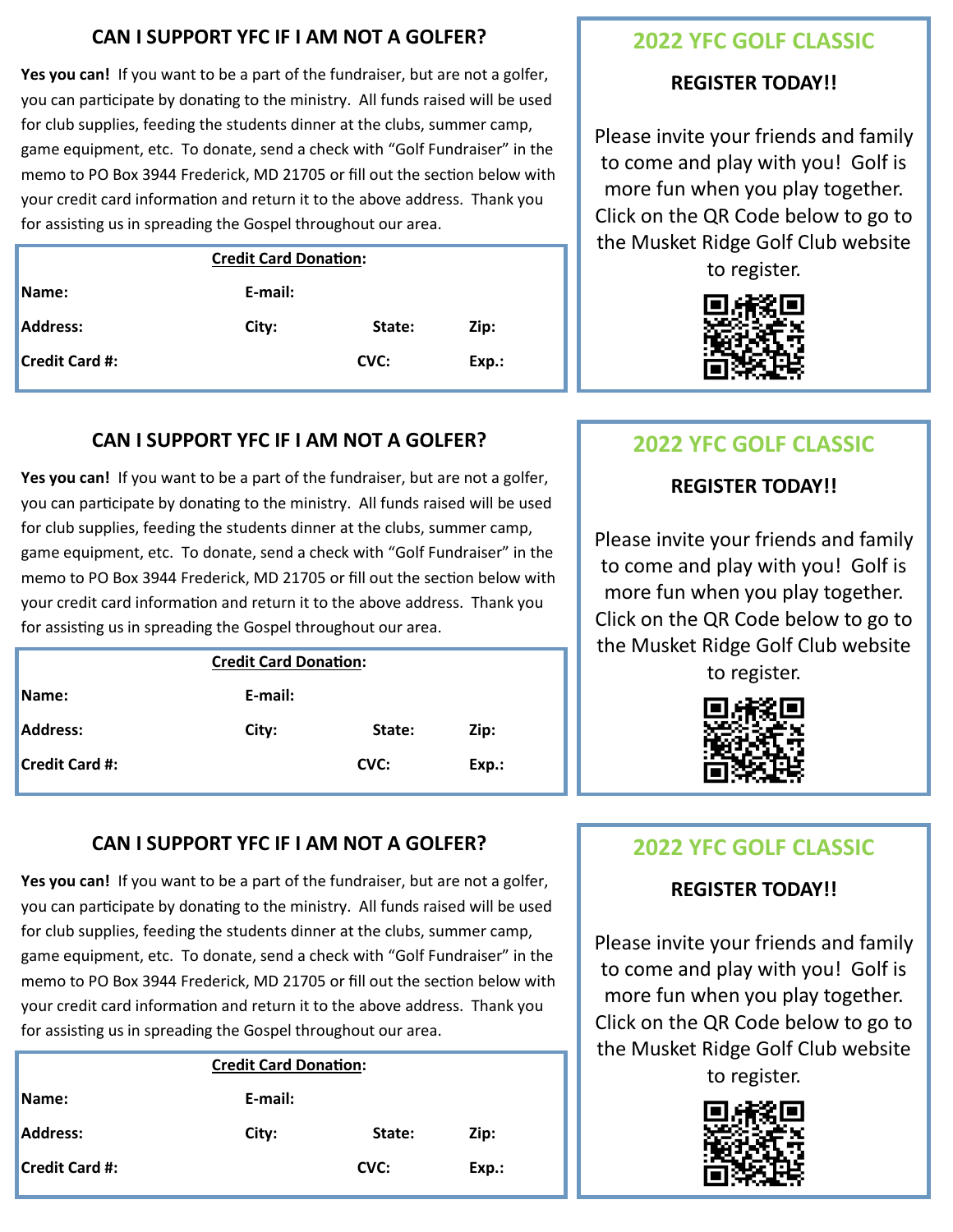## CAN I SUPPORT YFC IF I AM NOT A GOLFER?

**Yes you can!** If you want to be a part of the fundraiser, but are not a golfer, you can participate by donating to the ministry. All funds raised will be used for club supplies, feeding the students dinner at the clubs, summer camp, game equipment, etc. To donate, send a check with "Golf Fundraiser" in the memo to PO Box 3944 Frederick, MD 21705 or fill out the section below with your credit card information and return it to the above address. Thank you for assisting us in spreading the Gospel throughout our area.

**Credit Card Donation:**

| | | | |
|---|---|---|---|
| **Name:** | **E-mail:** | | |
| **Address:** | **City:** | **State:** | **Zip:** |
| **Credit Card #:** | | **CVC:** | **Exp.:** |

## 2022 YFC GOLF CLASSIC

**REGISTER TODAY!!**

Please invite your friends and family to come and play with you! Golf is more fun when you play together. Click on the QR Code below to go to the Musket Ridge Golf Club website to register.

## CAN I SUPPORT YFC IF I AM NOT A GOLFER?

**Yes you can!** If you want to be a part of the fundraiser, but are not a golfer, you can participate by donating to the ministry. All funds raised will be used for club supplies, feeding the students dinner at the clubs, summer camp, game equipment, etc. To donate, send a check with "Golf Fundraiser" in the memo to PO Box 3944 Frederick, MD 21705 or fill out the section below with your credit card information and return it to the above address. Thank you for assisting us in spreading the Gospel throughout our area.

**Credit Card Donation:**

| | | | |
|---|---|---|---|
| **Name:** | **E-mail:** | | |
| **Address:** | **City:** | **State:** | **Zip:** |
| **Credit Card #:** | | **CVC:** | **Exp.:** |

## 2022 YFC GOLF CLASSIC

**REGISTER TODAY!!**

Please invite your friends and family to come and play with you! Golf is more fun when you play together. Click on the QR Code below to go to the Musket Ridge Golf Club website to register.

## CAN I SUPPORT YFC IF I AM NOT A GOLFER?

**Yes you can!** If you want to be a part of the fundraiser, but are not a golfer, you can participate by donating to the ministry. All funds raised will be used for club supplies, feeding the students dinner at the clubs, summer camp, game equipment, etc. To donate, send a check with "Golf Fundraiser" in the memo to PO Box 3944 Frederick, MD 21705 or fill out the section below with your credit card information and return it to the above address. Thank you for assisting us in spreading the Gospel throughout our area.

**Credit Card Donation:**

| | | | |
|---|---|---|---|
| **Name:** | **E-mail:** | | |
| **Address:** | **City:** | **State:** | **Zip:** |
| **Credit Card #:** | | **CVC:** | **Exp.:** |

## 2022 YFC GOLF CLASSIC

**REGISTER TODAY!!**

Please invite your friends and family to come and play with you! Golf is more fun when you play together. Click on the QR Code below to go to the Musket Ridge Golf Club website to register.